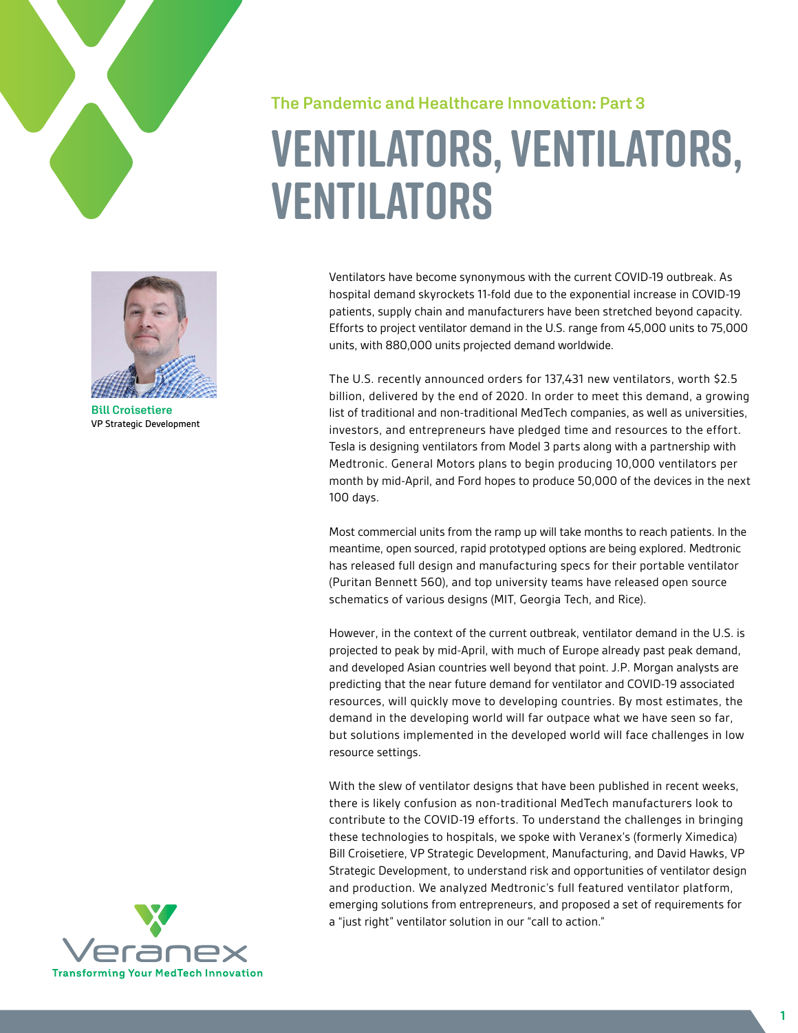The Pandemic and Healthcare Innovation: Part 3

# VENTILATORS, VENTILATORS, VENTILATORS

**Bill Croisetiere**
VP Strategic Development

Ventilators have become synonymous with the current COVID-19 outbreak. As hospital demand skyrockets 11-fold due to the exponential increase in COVID-19 patients, supply chain and manufacturers have been stretched beyond capacity. Efforts to project ventilator demand in the U.S. range from 45,000 units to 75,000 units, with 880,000 units projected demand worldwide.

The U.S. recently announced orders for 137,431 new ventilators, worth $2.5 billion, delivered by the end of 2020. In order to meet this demand, a growing list of traditional and non-traditional MedTech companies, as well as universities, investors, and entrepreneurs have pledged time and resources to the effort. Tesla is designing ventilators from Model 3 parts along with a partnership with Medtronic. General Motors plans to begin producing 10,000 ventilators per month by mid-April, and Ford hopes to produce 50,000 of the devices in the next 100 days.

Most commercial units from the ramp up will take months to reach patients. In the meantime, open sourced, rapid prototyped options are being explored. Medtronic has released full design and manufacturing specs for their portable ventilator (Puritan Bennett 560), and top university teams have released open source schematics of various designs (MIT, Georgia Tech, and Rice).

However, in the context of the current outbreak, ventilator demand in the U.S. is projected to peak by mid-April, with much of Europe already past peak demand, and developed Asian countries well beyond that point. J.P. Morgan analysts are predicting that the near future demand for ventilator and COVID-19 associated resources, will quickly move to developing countries. By most estimates, the demand in the developing world will far outpace what we have seen so far, but solutions implemented in the developed world will face challenges in low resource settings.

With the slew of ventilator designs that have been published in recent weeks, there is likely confusion as non-traditional MedTech manufacturers look to contribute to the COVID-19 efforts. To understand the challenges in bringing these technologies to hospitals, we spoke with Veranex's (formerly Ximedica) Bill Croisetiere, VP Strategic Development, Manufacturing, and David Hawks, VP Strategic Development, to understand risk and opportunities of ventilator design and production. We analyzed Medtronic's full featured ventilator platform, emerging solutions from entrepreneurs, and proposed a set of requirements for a "just right" ventilator solution in our "call to action."

Veranex
Transforming Your MedTech Innovation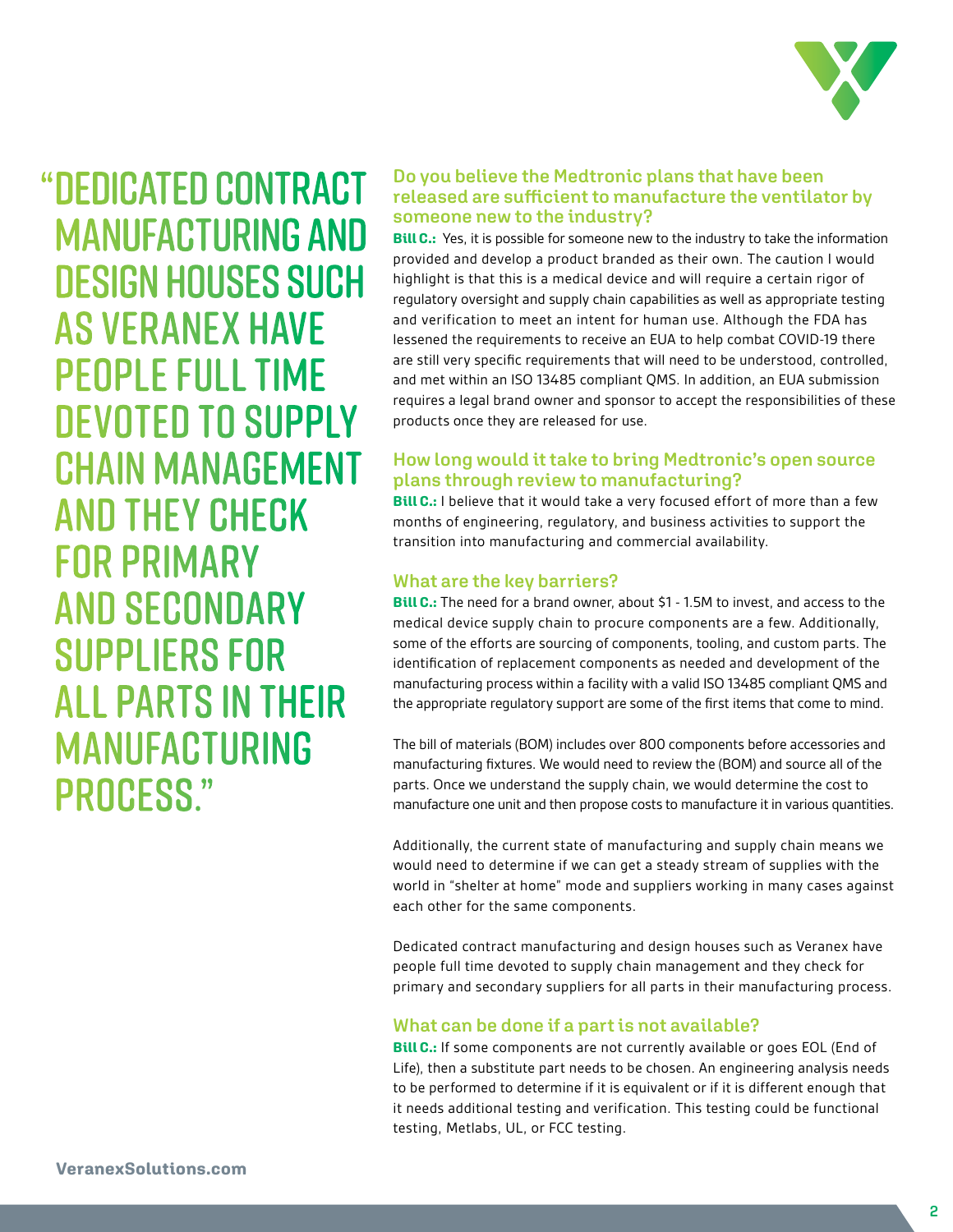> "Dedicated contract manufacturing and design houses such as Veranex have people full time devoted to supply chain management and they check for primary and secondary suppliers for all parts in their manufacturing process."

### Do you believe the Medtronic plans that have been released are sufficient to manufacture the ventilator by someone new to the industry?

**Bill C.:** Yes, it is possible for someone new to the industry to take the information provided and develop a product branded as their own. The caution I would highlight is that this is a medical device and will require a certain rigor of regulatory oversight and supply chain capabilities as well as appropriate testing and verification to meet an intent for human use. Although the FDA has lessened the requirements to receive an EUA to help combat COVID-19 there are still very specific requirements that will need to be understood, controlled, and met within an ISO 13485 compliant QMS. In addition, an EUA submission requires a legal brand owner and sponsor to accept the responsibilities of these products once they are released for use.

### How long would it take to bring Medtronic's open source plans through review to manufacturing?

**Bill C.:** I believe that it would take a very focused effort of more than a few months of engineering, regulatory, and business activities to support the transition into manufacturing and commercial availability.

### What are the key barriers?

**Bill C.:** The need for a brand owner, about $1 - 1.5M to invest, and access to the medical device supply chain to procure components are a few. Additionally, some of the efforts are sourcing of components, tooling, and custom parts. The identification of replacement components as needed and development of the manufacturing process within a facility with a valid ISO 13485 compliant QMS and the appropriate regulatory support are some of the first items that come to mind.

The bill of materials (BOM) includes over 800 components before accessories and manufacturing fixtures. We would need to review the (BOM) and source all of the parts. Once we understand the supply chain, we would determine the cost to manufacture one unit and then propose costs to manufacture it in various quantities.

Additionally, the current state of manufacturing and supply chain means we would need to determine if we can get a steady stream of supplies with the world in "shelter at home" mode and suppliers working in many cases against each other for the same components.

Dedicated contract manufacturing and design houses such as Veranex have people full time devoted to supply chain management and they check for primary and secondary suppliers for all parts in their manufacturing process.

### What can be done if a part is not available?

**Bill C.:** If some components are not currently available or goes EOL (End of Life), then a substitute part needs to be chosen. An engineering analysis needs to be performed to determine if it is equivalent or if it is different enough that it needs additional testing and verification. This testing could be functional testing, Metlabs, UL, or FCC testing.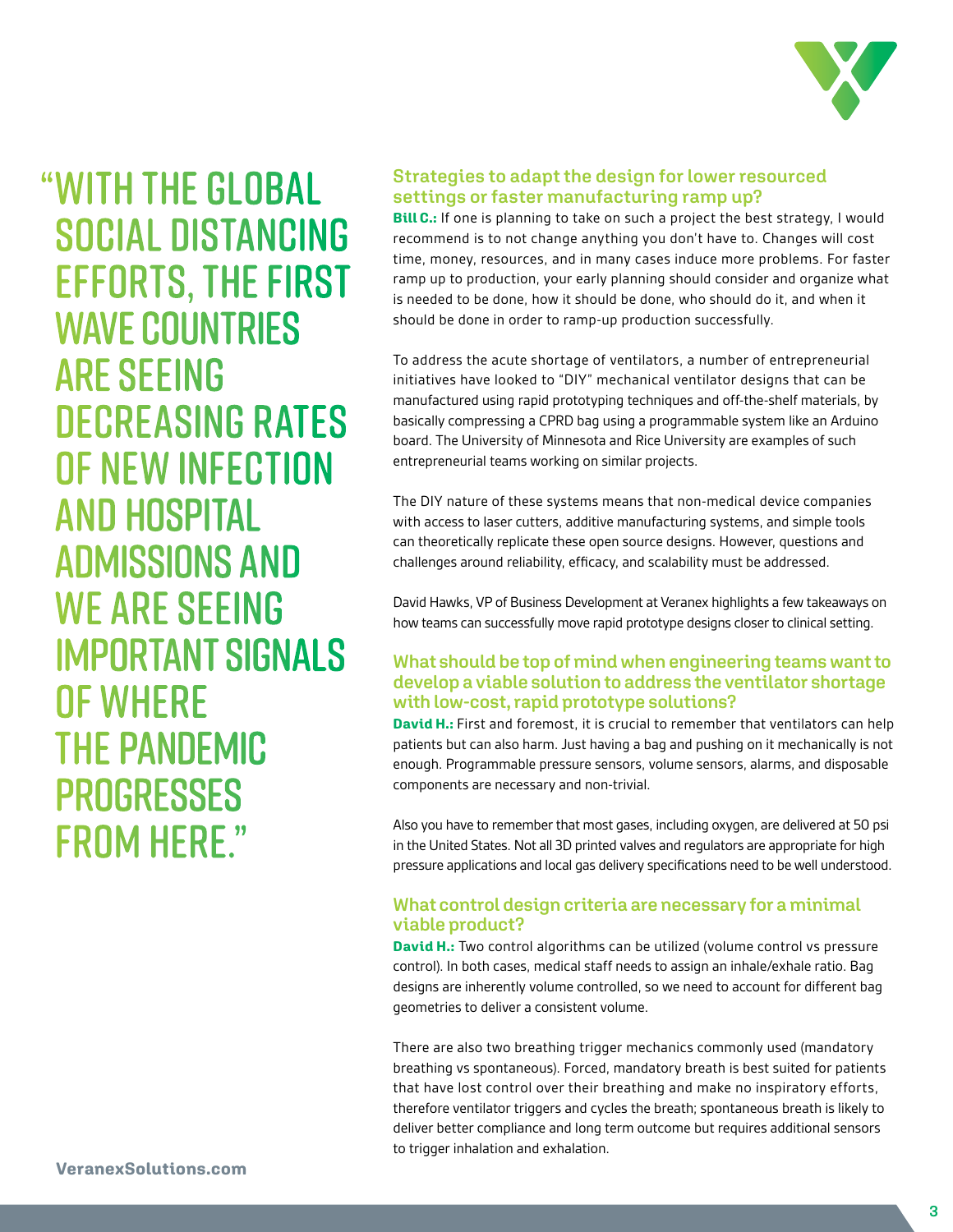> “WITH THE GLOBAL SOCIAL DISTANCING EFFORTS, THE FIRST WAVE COUNTRIES ARE SEEING DECREASING RATES OF NEW INFECTION AND HOSPITAL ADMISSIONS AND WE ARE SEEING IMPORTANT SIGNALS OF WHERE THE PANDEMIC PROGRESSES FROM HERE.”

### Strategies to adapt the design for lower resourced settings or faster manufacturing ramp up?

**Bill C.:** If one is planning to take on such a project the best strategy, I would recommend is to not change anything you don't have to. Changes will cost time, money, resources, and in many cases induce more problems. For faster ramp up to production, your early planning should consider and organize what is needed to be done, how it should be done, who should do it, and when it should be done in order to ramp-up production successfully.

To address the acute shortage of ventilators, a number of entrepreneurial initiatives have looked to “DIY” mechanical ventilator designs that can be manufactured using rapid prototyping techniques and off-the-shelf materials, by basically compressing a CPRD bag using a programmable system like an Arduino board. The University of Minnesota and Rice University are examples of such entrepreneurial teams working on similar projects.

The DIY nature of these systems means that non-medical device companies with access to laser cutters, additive manufacturing systems, and simple tools can theoretically replicate these open source designs. However, questions and challenges around reliability, efficacy, and scalability must be addressed.

David Hawks, VP of Business Development at Veranex highlights a few takeaways on how teams can successfully move rapid prototype designs closer to clinical setting.

### What should be top of mind when engineering teams want to develop a viable solution to address the ventilator shortage with low-cost, rapid prototype solutions?

**David H.:** First and foremost, it is crucial to remember that ventilators can help patients but can also harm. Just having a bag and pushing on it mechanically is not enough. Programmable pressure sensors, volume sensors, alarms, and disposable components are necessary and non-trivial.

Also you have to remember that most gases, including oxygen, are delivered at 50 psi in the United States. Not all 3D printed valves and regulators are appropriate for high pressure applications and local gas delivery specifications need to be well understood.

### What control design criteria are necessary for a minimal viable product?

**David H.:** Two control algorithms can be utilized (volume control vs pressure control). In both cases, medical staff needs to assign an inhale/exhale ratio. Bag designs are inherently volume controlled, so we need to account for different bag geometries to deliver a consistent volume.

There are also two breathing trigger mechanics commonly used (mandatory breathing vs spontaneous). Forced, mandatory breath is best suited for patients that have lost control over their breathing and make no inspiratory efforts, therefore ventilator triggers and cycles the breath; spontaneous breath is likely to deliver better compliance and long term outcome but requires additional sensors to trigger inhalation and exhalation.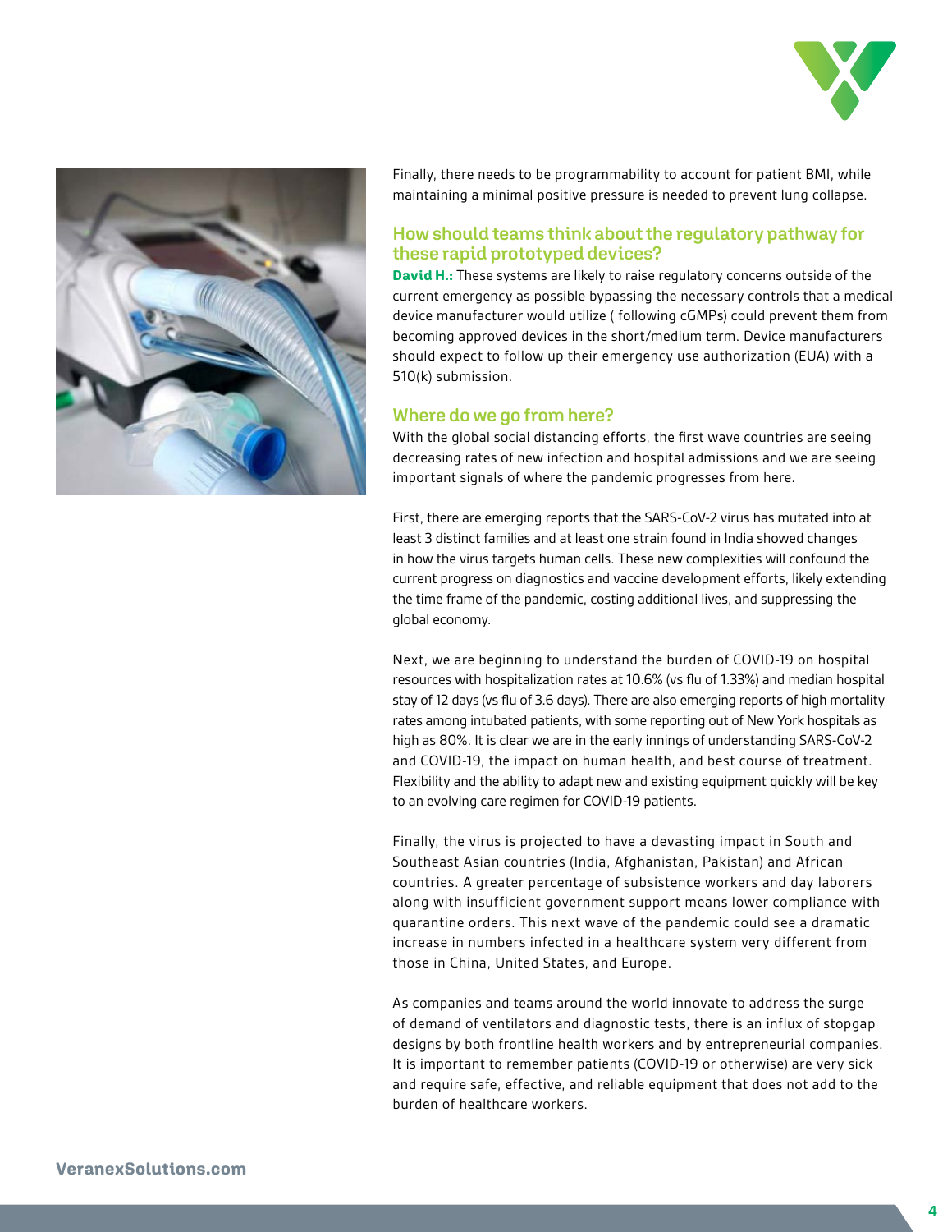Finally, there needs to be programmability to account for patient BMI, while maintaining a minimal positive pressure is needed to prevent lung collapse.

## How should teams think about the regulatory pathway for these rapid prototyped devices?

**David H.:** These systems are likely to raise regulatory concerns outside of the current emergency as possible bypassing the necessary controls that a medical device manufacturer would utilize ( following cGMPs) could prevent them from becoming approved devices in the short/medium term. Device manufacturers should expect to follow up their emergency use authorization (EUA) with a 510(k) submission.

## Where do we go from here?

With the global social distancing efforts, the first wave countries are seeing decreasing rates of new infection and hospital admissions and we are seeing important signals of where the pandemic progresses from here.

First, there are emerging reports that the SARS-CoV-2 virus has mutated into at least 3 distinct families and at least one strain found in India showed changes in how the virus targets human cells. These new complexities will confound the current progress on diagnostics and vaccine development efforts, likely extending the time frame of the pandemic, costing additional lives, and suppressing the global economy.

Next, we are beginning to understand the burden of COVID-19 on hospital resources with hospitalization rates at 10.6% (vs flu of 1.33%) and median hospital stay of 12 days (vs flu of 3.6 days). There are also emerging reports of high mortality rates among intubated patients, with some reporting out of New York hospitals as high as 80%. It is clear we are in the early innings of understanding SARS-CoV-2 and COVID-19, the impact on human health, and best course of treatment. Flexibility and the ability to adapt new and existing equipment quickly will be key to an evolving care regimen for COVID-19 patients.

Finally, the virus is projected to have a devasting impact in South and Southeast Asian countries (India, Afghanistan, Pakistan) and African countries. A greater percentage of subsistence workers and day laborers along with insufficient government support means lower compliance with quarantine orders. This next wave of the pandemic could see a dramatic increase in numbers infected in a healthcare system very different from those in China, United States, and Europe.

As companies and teams around the world innovate to address the surge of demand of ventilators and diagnostic tests, there is an influx of stopgap designs by both frontline health workers and by entrepreneurial companies. It is important to remember patients (COVID-19 or otherwise) are very sick and require safe, effective, and reliable equipment that does not add to the burden of healthcare workers.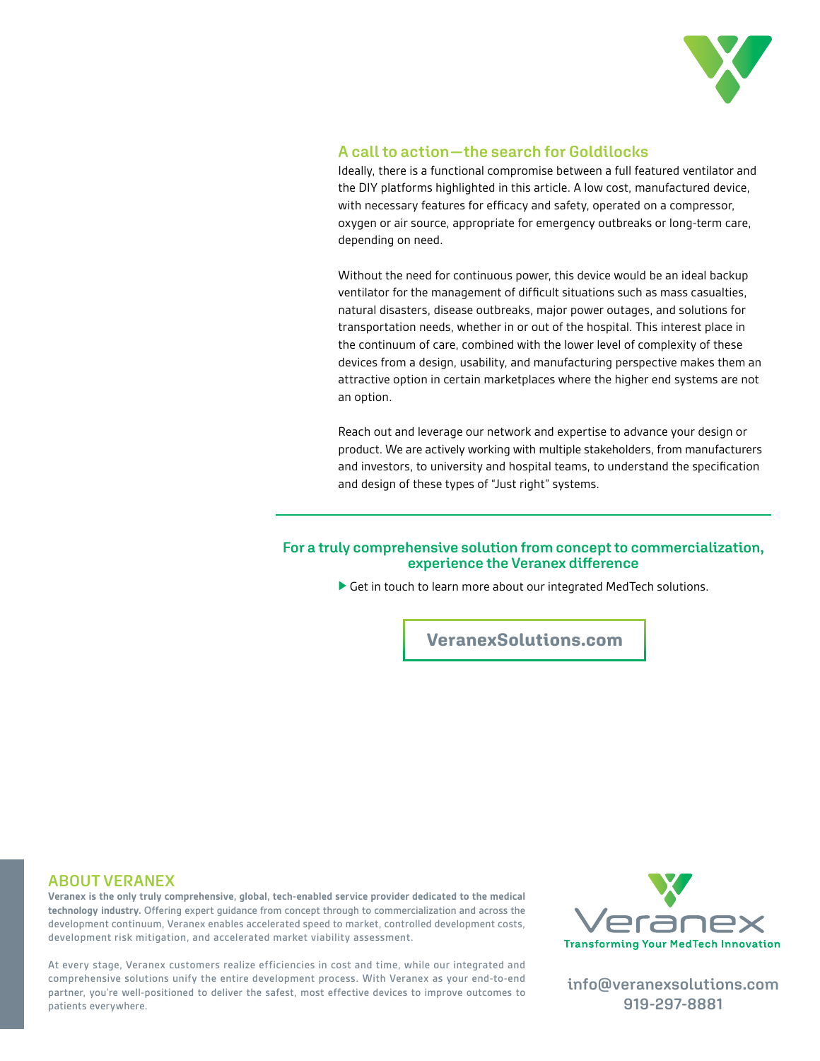## A call to action—the search for Goldilocks

Ideally, there is a functional compromise between a full featured ventilator and the DIY platforms highlighted in this article. A low cost, manufactured device, with necessary features for efficacy and safety, operated on a compressor, oxygen or air source, appropriate for emergency outbreaks or long-term care, depending on need.

Without the need for continuous power, this device would be an ideal backup ventilator for the management of difficult situations such as mass casualties, natural disasters, disease outbreaks, major power outages, and solutions for transportation needs, whether in or out of the hospital. This interest place in the continuum of care, combined with the lower level of complexity of these devices from a design, usability, and manufacturing perspective makes them an attractive option in certain marketplaces where the higher end systems are not an option.

Reach out and leverage our network and expertise to advance your design or product. We are actively working with multiple stakeholders, from manufacturers and investors, to university and hospital teams, to understand the specification and design of these types of "Just right" systems.

---

**For a truly comprehensive solution from concept to commercialization, experience the Veranex difference**

▶ Get in touch to learn more about our integrated MedTech solutions.

**VeranexSolutions.com**

## ABOUT VERANEX

**Veranex is the only truly comprehensive, global, tech-enabled service provider dedicated to the medical technology industry.** Offering expert guidance from concept through to commercialization and across the development continuum, Veranex enables accelerated speed to market, controlled development costs, development risk mitigation, and accelerated market viability assessment.

At every stage, Veranex customers realize efficiencies in cost and time, while our integrated and comprehensive solutions unify the entire development process. With Veranex as your end-to-end partner, you're well-positioned to deliver the safest, most effective devices to improve outcomes to patients everywhere.

Veranex

Transforming Your MedTech Innovation

info@veranexsolutions.com
919-297-8881